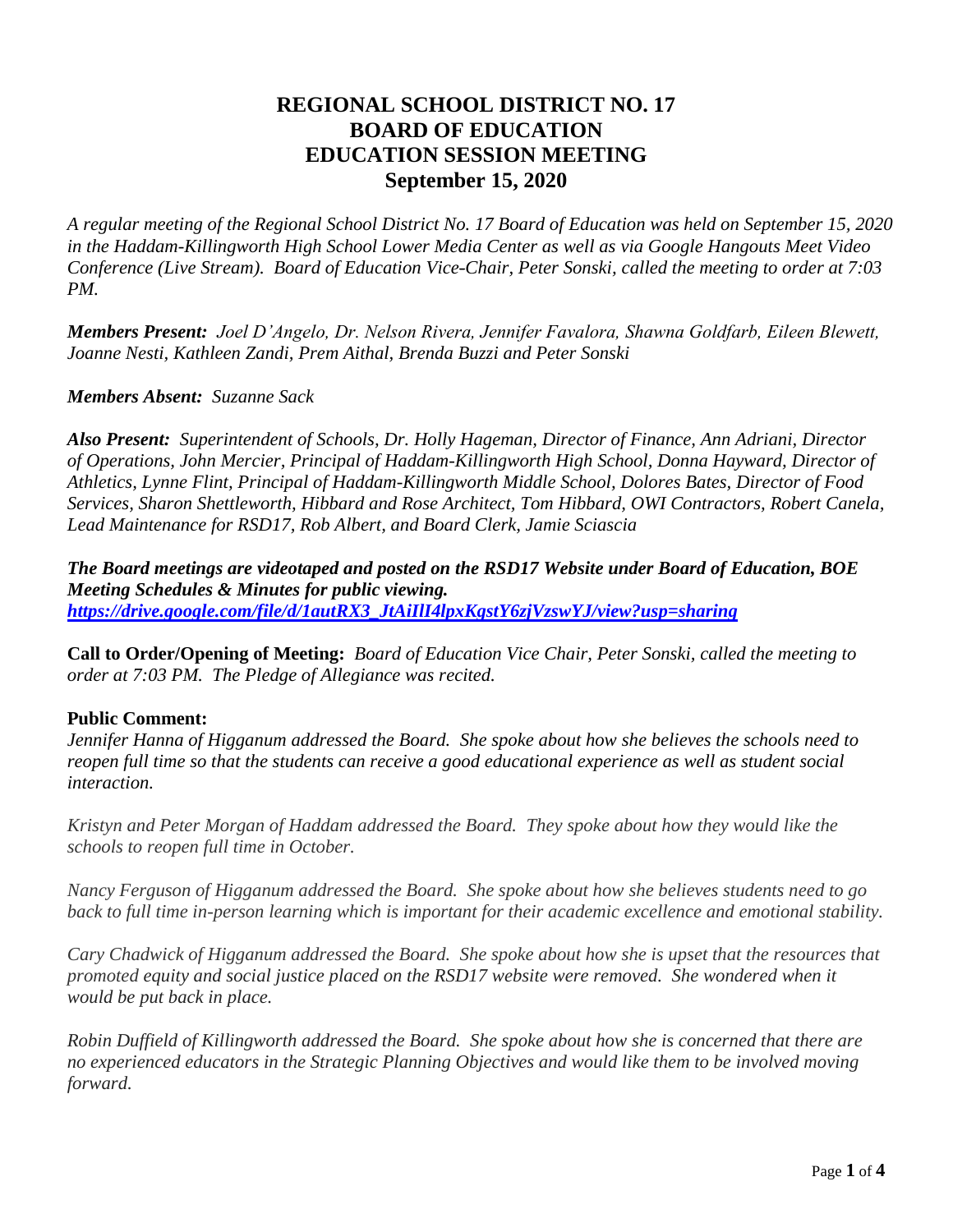# REGIONAL SCHOOL DISTRICT NO. 17
# BOARD OF EDUCATION
# EDUCATION SESSION MEETING
# September 15, 2020

*A regular meeting of the Regional School District No. 17 Board of Education was held on September 15, 2020 in the Haddam-Killingworth High School Lower Media Center as well as via Google Hangouts Meet Video Conference (Live Stream). Board of Education Vice-Chair, Peter Sonski, called the meeting to order at 7:03 PM.*

***Members Present:*** *Joel D'Angelo, Dr. Nelson Rivera, Jennifer Favalora, Shawna Goldfarb, Eileen Blewett, Joanne Nesti, Kathleen Zandi, Prem Aithal, Brenda Buzzi and Peter Sonski*

***Members Absent:*** *Suzanne Sack*

***Also Present:*** *Superintendent of Schools, Dr. Holly Hageman, Director of Finance, Ann Adriani, Director of Operations, John Mercier, Principal of Haddam-Killingworth High School, Donna Hayward, Director of Athletics, Lynne Flint, Principal of Haddam-Killingworth Middle School, Dolores Bates, Director of Food Services, Sharon Shettleworth, Hibbard and Rose Architect, Tom Hibbard, OWI Contractors, Robert Canela, Lead Maintenance for RSD17, Rob Albert, and Board Clerk, Jamie Sciascia*

***The Board meetings are videotaped and posted on the RSD17 Website under Board of Education, BOE Meeting Schedules & Minutes for public viewing.***
***https://drive.google.com/file/d/1autRX3_JtAiIlI4lpxKgstY6zjVzswYJ/view?usp=sharing***

**Call to Order/Opening of Meeting:** *Board of Education Vice Chair, Peter Sonski, called the meeting to order at 7:03 PM. The Pledge of Allegiance was recited.*

**Public Comment:**

*Jennifer Hanna of Higganum addressed the Board. She spoke about how she believes the schools need to reopen full time so that the students can receive a good educational experience as well as student social interaction.*

*Kristyn and Peter Morgan of Haddam addressed the Board. They spoke about how they would like the schools to reopen full time in October.*

*Nancy Ferguson of Higganum addressed the Board. She spoke about how she believes students need to go back to full time in-person learning which is important for their academic excellence and emotional stability.*

*Cary Chadwick of Higganum addressed the Board. She spoke about how she is upset that the resources that promoted equity and social justice placed on the RSD17 website were removed. She wondered when it would be put back in place.*

*Robin Duffield of Killingworth addressed the Board. She spoke about how she is concerned that there are no experienced educators in the Strategic Planning Objectives and would like them to be involved moving forward.*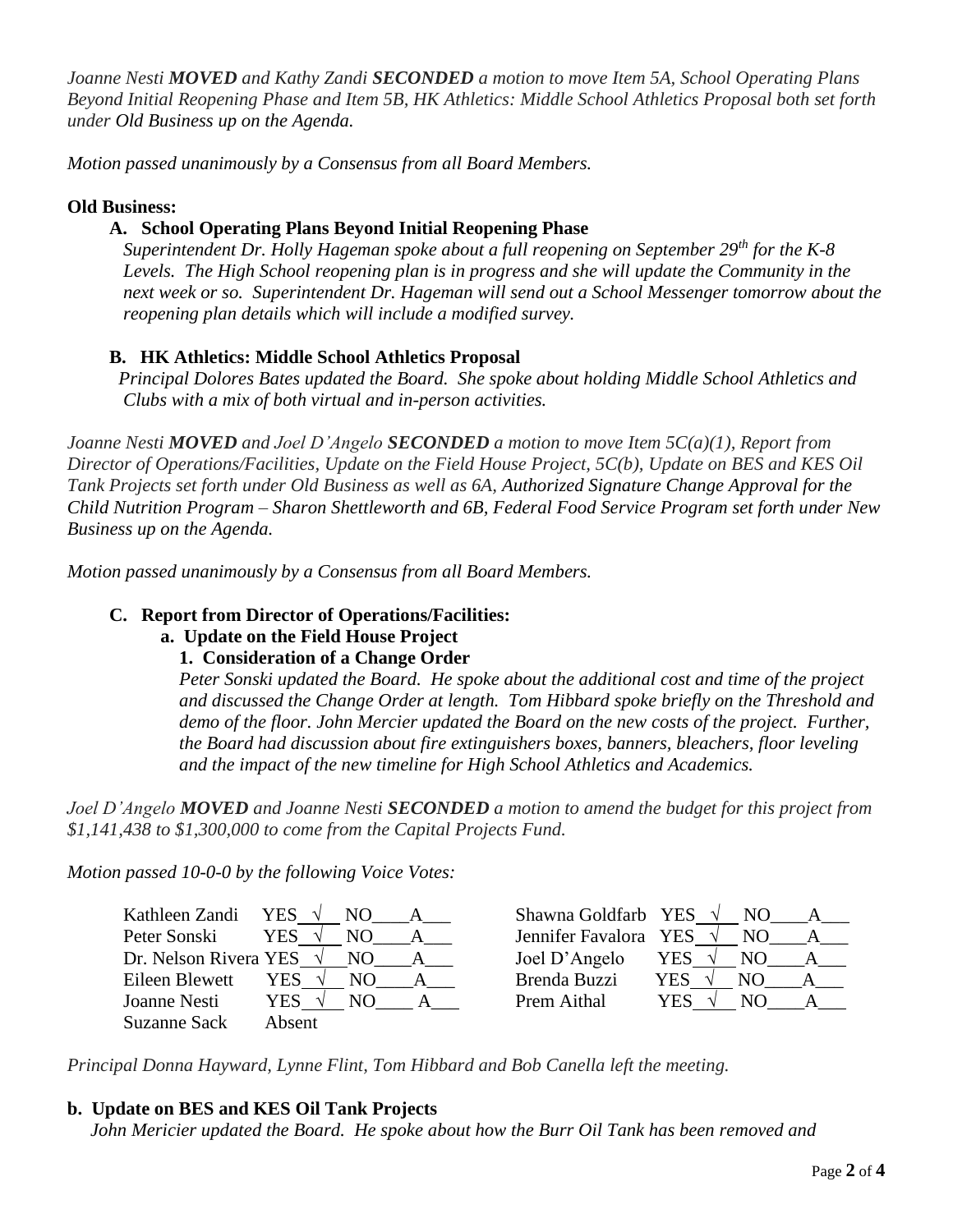*Joanne Nesti **MOVED** and Kathy Zandi **SECONDED** a motion to move Item 5A, School Operating Plans Beyond Initial Reopening Phase and Item 5B, HK Athletics: Middle School Athletics Proposal both set forth under Old Business up on the Agenda.*

*Motion passed unanimously by a Consensus from all Board Members.*

**Old Business:**

**A. School Operating Plans Beyond Initial Reopening Phase**

*Superintendent Dr. Holly Hageman spoke about a full reopening on September 29th for the K-8 Levels. The High School reopening plan is in progress and she will update the Community in the next week or so. Superintendent Dr. Hageman will send out a School Messenger tomorrow about the reopening plan details which will include a modified survey.*

**B. HK Athletics: Middle School Athletics Proposal**

*Principal Dolores Bates updated the Board. She spoke about holding Middle School Athletics and Clubs with a mix of both virtual and in-person activities.*

*Joanne Nesti **MOVED** and Joel D'Angelo **SECONDED** a motion to move Item 5C(a)(1), Report from Director of Operations/Facilities, Update on the Field House Project, 5C(b), Update on BES and KES Oil Tank Projects set forth under Old Business as well as 6A, Authorized Signature Change Approval for the Child Nutrition Program – Sharon Shettleworth and 6B, Federal Food Service Program set forth under New Business up on the Agenda.*

*Motion passed unanimously by a Consensus from all Board Members.*

**C. Report from Director of Operations/Facilities:**

**a. Update on the Field House Project**

**1. Consideration of a Change Order**

*Peter Sonski updated the Board. He spoke about the additional cost and time of the project and discussed the Change Order at length. Tom Hibbard spoke briefly on the Threshold and demo of the floor. John Mercier updated the Board on the new costs of the project. Further, the Board had discussion about fire extinguishers boxes, banners, bleachers, floor leveling and the impact of the new timeline for High School Athletics and Academics.*

*Joel D'Angelo **MOVED** and Joanne Nesti **SECONDED** a motion to amend the budget for this project from $1,141,438 to $1,300,000 to come from the Capital Projects Fund.*

*Motion passed 10-0-0 by the following Voice Votes:*

| Member | Vote | Member | Vote |
|---|---|---|---|
| Kathleen Zandi | YES √ NO___ A___ | Shawna Goldfarb | YES √ NO___ A___ |
| Peter Sonski | YES √ NO___ A___ | Jennifer Favalora | YES √ NO___ A___ |
| Dr. Nelson Rivera | YES √ NO___ A___ | Joel D'Angelo | YES √ NO___ A___ |
| Eileen Blewett | YES √ NO___ A___ | Brenda Buzzi | YES √ NO___ A___ |
| Joanne Nesti | YES √ NO___ A___ | Prem Aithal | YES √ NO___ A___ |
| Suzanne Sack | Absent | | |

*Principal Donna Hayward, Lynne Flint, Tom Hibbard and Bob Canella left the meeting.*

**b. Update on BES and KES Oil Tank Projects**

*John Mericier updated the Board. He spoke about how the Burr Oil Tank has been removed and*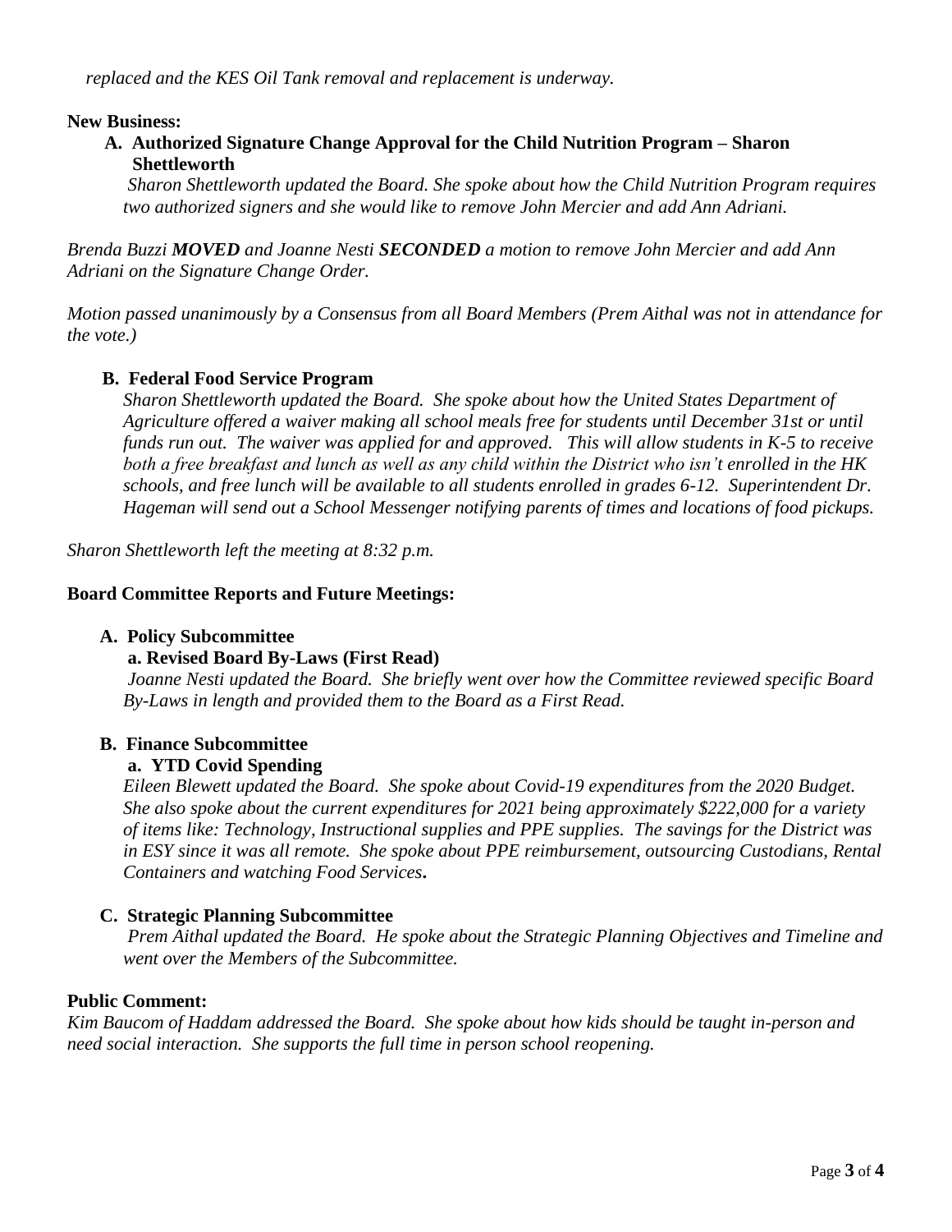*replaced and the KES Oil Tank removal and replacement is underway.*

**New Business:**

**A. Authorized Signature Change Approval for the Child Nutrition Program – Sharon Shettleworth**

*Sharon Shettleworth updated the Board. She spoke about how the Child Nutrition Program requires two authorized signers and she would like to remove John Mercier and add Ann Adriani.*

*Brenda Buzzi **MOVED** and Joanne Nesti **SECONDED** a motion to remove John Mercier and add Ann Adriani on the Signature Change Order.*

*Motion passed unanimously by a Consensus from all Board Members (Prem Aithal was not in attendance for the vote.)*

**B. Federal Food Service Program**

*Sharon Shettleworth updated the Board. She spoke about how the United States Department of Agriculture offered a waiver making all school meals free for students until December 31st or until funds run out. The waiver was applied for and approved. This will allow students in K-5 to receive both a free breakfast and lunch as well as any child within the District who isn't enrolled in the HK schools, and free lunch will be available to all students enrolled in grades 6-12. Superintendent Dr. Hageman will send out a School Messenger notifying parents of times and locations of food pickups.*

*Sharon Shettleworth left the meeting at 8:32 p.m.*

**Board Committee Reports and Future Meetings:**

**A. Policy Subcommittee**

**a. Revised Board By-Laws (First Read)**

*Joanne Nesti updated the Board. She briefly went over how the Committee reviewed specific Board By-Laws in length and provided them to the Board as a First Read.*

**B. Finance Subcommittee**

**a. YTD Covid Spending**

*Eileen Blewett updated the Board. She spoke about Covid-19 expenditures from the 2020 Budget. She also spoke about the current expenditures for 2021 being approximately $222,000 for a variety of items like: Technology, Instructional supplies and PPE supplies. The savings for the District was in ESY since it was all remote. She spoke about PPE reimbursement, outsourcing Custodians, Rental Containers and watching Food Services.*

**C. Strategic Planning Subcommittee**

*Prem Aithal updated the Board. He spoke about the Strategic Planning Objectives and Timeline and went over the Members of the Subcommittee.*

**Public Comment:**

*Kim Baucom of Haddam addressed the Board. She spoke about how kids should be taught in-person and need social interaction. She supports the full time in person school reopening.*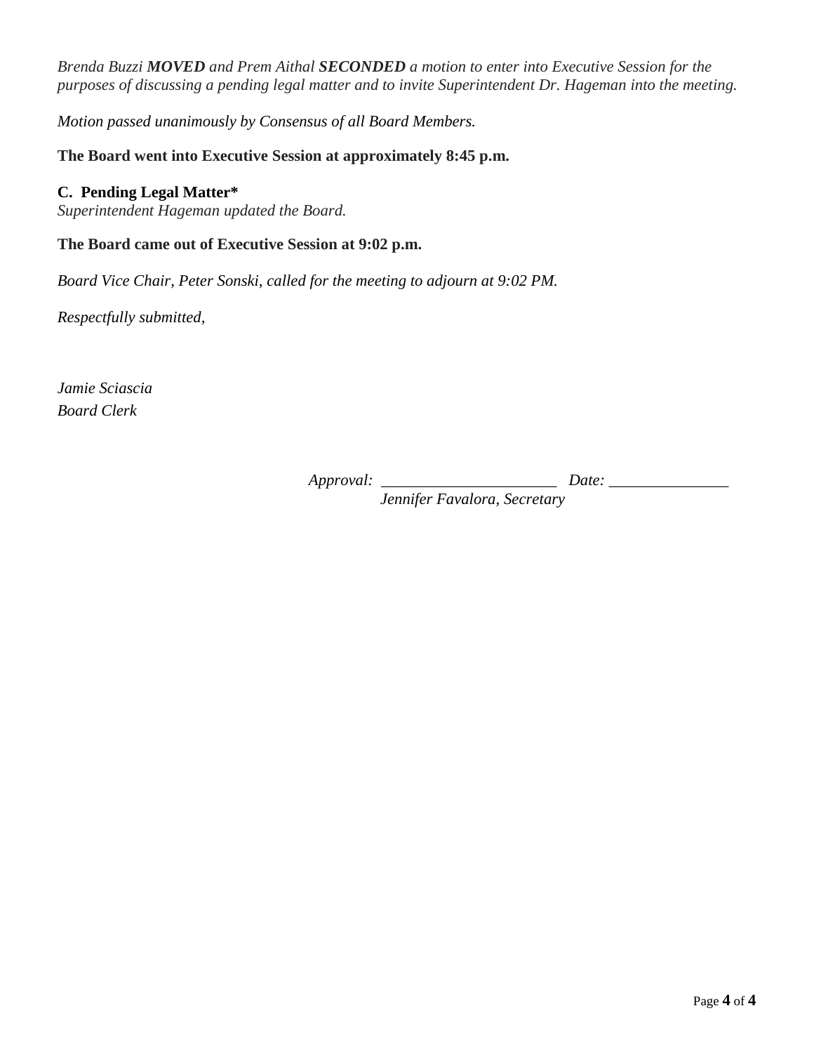*Brenda Buzzi **MOVED** and Prem Aithal **SECONDED** a motion to enter into Executive Session for the purposes of discussing a pending legal matter and to invite Superintendent Dr. Hageman into the meeting.*

*Motion passed unanimously by Consensus of all Board Members.*

**The Board went into Executive Session at approximately 8:45 p.m.**

**C. Pending Legal Matter***

*Superintendent Hageman updated the Board.*

**The Board came out of Executive Session at 9:02 p.m.**

*Board Vice Chair, Peter Sonski, called for the meeting to adjourn at 9:02 PM.*

*Respectfully submitted,*

*Jamie Sciascia*
*Board Clerk*

*Approval:* ______________________ *Date:* _______________
*Jennifer Favalora, Secretary*